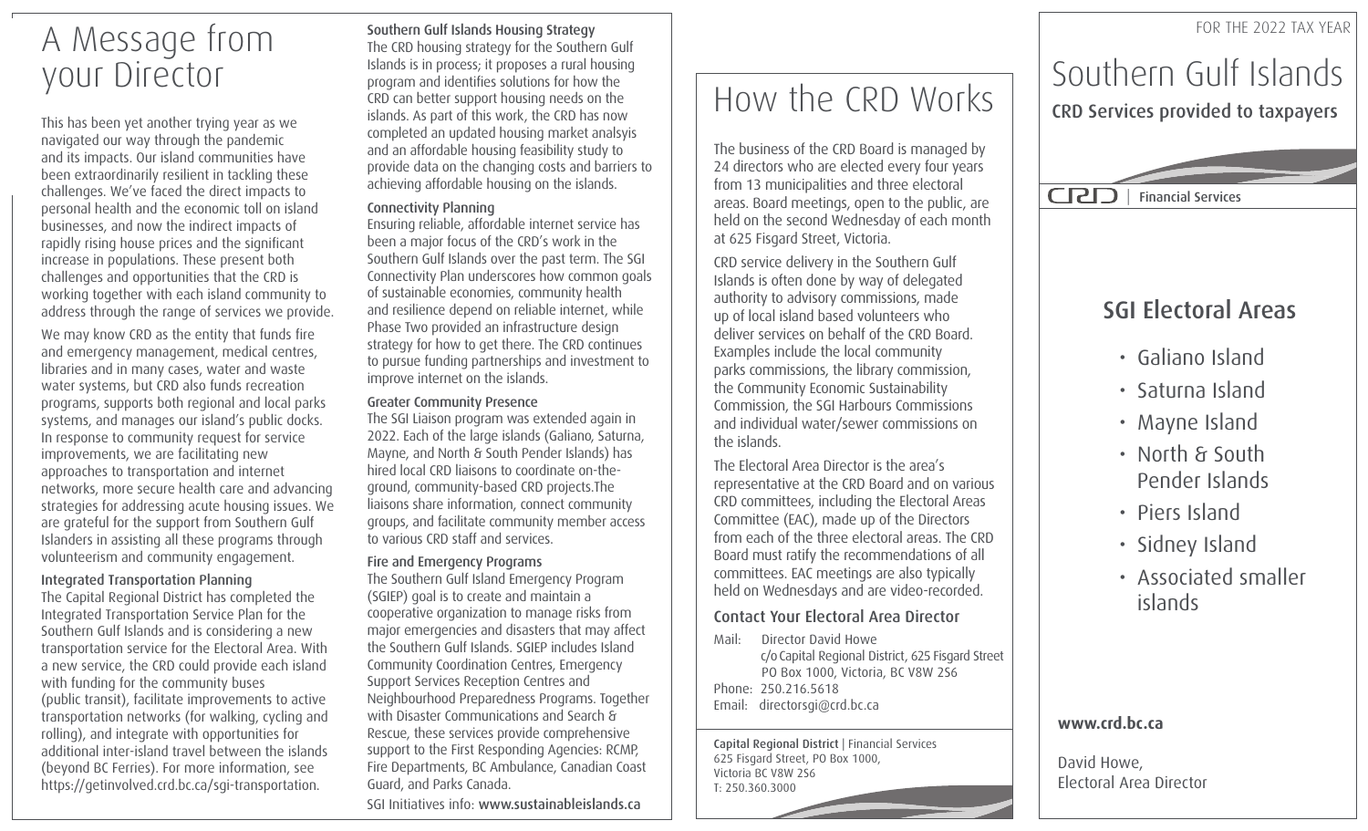# A Message from your Director

This has been yet another trying year as we navigated our way through the pandemic and its impacts. Our island communities have been extraordinarily resilient in tackling these challenges. We've faced the direct impacts to personal health and the economic toll on island businesses, and now the indirect impacts of rapidly rising house prices and the significant increase in populations. These present both challenges and opportunities that the CRD is working together with each island community to address through the range of services we provide.

We may know CRD as the entity that funds fire and emergency management, medical centres, libraries and in many cases, water and waste water systems, but CRD also funds recreation programs, supports both regional and local parks systems, and manages our island's public docks. In response to community request for service improvements, we are facilitating new approaches to transportation and internet networks, more secure health care and advancing strategies for addressing acute housing issues. We are grateful for the support from Southern Gulf Islanders in assisting all these programs through volunteerism and community engagement.

### Integrated Transportation Planning

The Capital Regional District has completed the Integrated Transportation Service Plan for the Southern Gulf Islands and is considering a new transportation service for the Electoral Area. With a new service, the CRD could provide each island with funding for the community buses (public transit), facilitate improvements to active transportation networks (for walking, cycling and rolling), and integrate with opportunities for additional inter-island travel between the islands (beyond BC Ferries). For more information, see https://getinvolved.crd.bc.ca/sgi-transportation.

### Southern Gulf Islands Housing Strategy

The CRD housing strategy for the Southern Gulf Islands is in process; it proposes a rural housing program and identifies solutions for how the CRD can better support housing needs on the islands. As part of this work, the CRD has now completed an updated housing market analsyis and an affordable housing feasibility study to provide data on the changing costs and barriers to achieving affordable housing on the islands.

### Connectivity Planning

Ensuring reliable, affordable internet service has been a major focus of the CRD's work in the Southern Gulf Islands over the past term. The SGI Connectivity Plan underscores how common goals of sustainable economies, community health and resilience depend on reliable internet, while Phase Two provided an infrastructure design strategy for how to get there. The CRD continues to pursue funding partnerships and investment to improve internet on the islands.

### Greater Community Presence

The SGI Liaison program was extended again in 2022. Each of the large islands (Galiano, Saturna, Mayne, and North & South Pender Islands) has hired local CRD liaisons to coordinate on-the-ground, community-based CRD projects.The liaisons share information, connect community groups, and facilitate community member access to various CRD staff and services.

### Fire and Emergency Programs

The Southern Gulf Island Emergency Program (SGIEP) goal is to create and maintain a cooperative organization to manage risks from major emergencies and disasters that may affect the Southern Gulf Islands. SGIEP includes Island Community Coordination Centres, Emergency Support Services Reception Centres and Neighbourhood Preparedness Programs. Together with Disaster Communications and Search & Rescue, these services provide comprehensive support to the First Responding Agencies: RCMP, Fire Departments, BC Ambulance, Canadian Coast Guard, and Parks Canada.

SGI Initiatives info: **www.sustainableislands.ca**

# How the CRD Works

The business of the CRD Board is managed by 24 directors who are elected every four years from 13 municipalities and three electoral areas. Board meetings, open to the public, are held on the second Wednesday of each month at 625 Fisgard Street, Victoria.

CRD service delivery in the Southern Gulf Islands is often done by way of delegated authority to advisory commissions, made up of local island based volunteers who deliver services on behalf of the CRD Board. Examples include the local community parks commissions, the library commission, the Community Economic Sustainability Commission, the SGI Harbours Commissions and individual water/sewer commissions on the islands.

The Electoral Area Director is the area's representative at the CRD Board and on various CRD committees, including the Electoral Areas Committee (EAC), made up of the Directors from each of the three electoral areas. The CRD Board must ratify the recommendations of all committees. EAC meetings are also typically held on Wednesdays and are video-recorded.

### Contact Your Electoral Area Director

Mail: Director David Howe
c/o Capital Regional District, 625 Fisgard Street
PO Box 1000, Victoria, BC V8W 2S6
Phone: 250.216.5618
Email: directorsgi@crd.bc.ca

**Capital Regional District** | Financial Services
625 Fisgard Street, PO Box 1000,
Victoria BC V8W 2S6
T: 250.360.3000

FOR THE 2022 TAX YEAR

# Southern Gulf Islands

**CRD Services provided to taxpayers**

CRD | Financial Services

## SGI Electoral Areas

- Galiano Island
- Saturna Island
- Mayne Island
- North & South Pender Islands
- Piers Island
- Sidney Island
- Associated smaller islands

**www.crd.bc.ca**

David Howe,
Electoral Area Director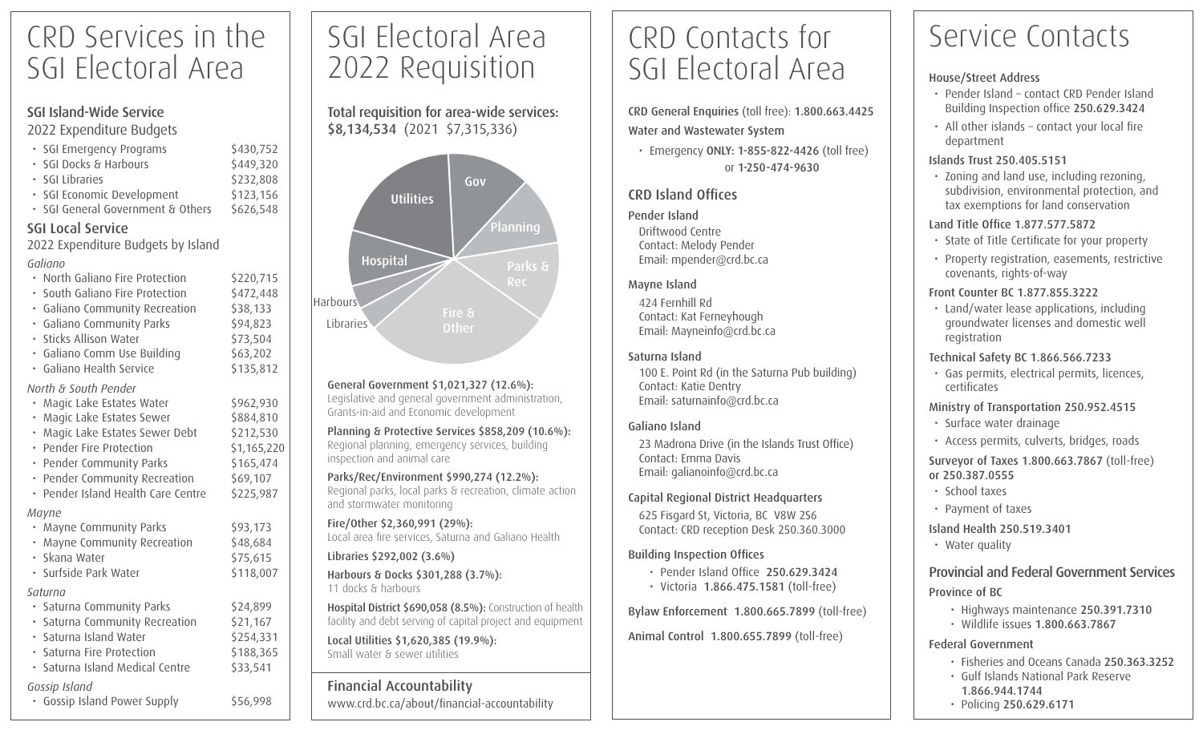# CRD Services in the SGI Electoral Area

### SGI Island-Wide Service

2022 Expenditure Budgets

| | |
|---|---|
| SGI Emergency Programs | $430,752 |
| SGI Docks & Harbours | $449,320 |
| SGI Libraries | $232,808 |
| SGI Economic Development | $123,156 |
| SGI General Government & Others | $626,548 |

### SGI Local Service

2022 Expenditure Budgets by Island

*Galiano*

| | |
|---|---|
| North Galiano Fire Protection | $220,715 |
| South Galiano Fire Protection | $472,448 |
| Galiano Community Recreation | $38,133 |
| Galiano Community Parks | $94,823 |
| Sticks Allison Water | $73,504 |
| Galiano Comm Use Building | $63,202 |
| Galiano Health Service | $135,812 |

*North & South Pender*

| | |
|---|---|
| Magic Lake Estates Water | $962,930 |
| Magic Lake Estates Sewer | $884,810 |
| Magic Lake Estates Sewer Debt | $212,530 |
| Pender Fire Protection | $1,165,220 |
| Pender Community Parks | $165,474 |
| Pender Community Recreation | $69,107 |
| Pender Island Health Care Centre | $225,987 |

*Mayne*

| | |
|---|---|
| Mayne Community Parks | $93,173 |
| Mayne Community Recreation | $48,684 |
| Skana Water | $75,615 |
| Surfside Park Water | $118,007 |

*Saturna*

| | |
|---|---|
| Saturna Community Parks | $24,899 |
| Saturna Community Recreation | $21,167 |
| Saturna Island Water | $254,331 |
| Saturna Fire Protection | $188,365 |
| Saturna Island Medical Centre | $33,541 |

*Gossip Island*

| | |
|---|---|
| Gossip Island Power Supply | $56,998 |

# SGI Electoral Area 2022 Requisition

**Total requisition for area-wide services: $8,134,534** (2021 $7,315,336)

Gov
Planning
Parks & Rec
Fire & Other
Libraries
Harbours
Hospital
Utilities

**General Government $1,021,327 (12.6%):** Legislative and general government administration, Grants-in-aid and Economic development

**Planning & Protective Services $858,209 (10.6%):** Regional planning, emergency services, building inspection and animal care

**Parks/Rec/Environment $990,274 (12.2%):** Regional parks, local parks & recreation, climate action and stormwater monitoring

**Fire/Other $2,360,991 (29%):** Local area fire services, Saturna and Galiano Health

**Libraries $292,002 (3.6%)**

**Harbours & Docks $301,288 (3.7%):** 11 docks & harbours

**Hospital District $690,058 (8.5%):** Construction of health facility and debt serving of capital project and equipment

**Local Utilities $1,620,385 (19.9%):** Small water & sewer utilities

### Financial Accountability

www.crd.bc.ca/about/financial-accountability

# CRD Contacts for SGI Electoral Area

**CRD General Enquiries** (toll free): **1.800.663.4425**

**Water and Wastewater System**

- Emergency **ONLY: 1-855-822-4426** (toll free) or **1-250-474-9630**

### CRD Island Offices

**Pender Island**
Driftwood Centre
Contact: Melody Pender
Email: mpender@crd.bc.ca

**Mayne Island**
424 Fernhill Rd
Contact: Kat Ferneyhough
Email: Mayneinfo@crd.bc.ca

**Saturna Island**
100 E. Point Rd (in the Saturna Pub building)
Contact: Katie Dentry
Email: saturnainfo@crd.bc.ca

**Galiano Island**
23 Madrona Drive (in the Islands Trust Office)
Contact: Emma Davis
Email: galianoinfo@crd.bc.ca

**Capital Regional District Headquarters**
625 Fisgard St, Victoria, BC V8W 2S6
Contact: CRD reception Desk 250.360.3000

**Building Inspection Offices**

- Pender Island Office **250.629.3424**
- Victoria **1.866.475.1581** (toll-free)

**Bylaw Enforcement 1.800.665.7899** (toll-free)

**Animal Control 1.800.655.7899** (toll-free)

# Service Contacts

**House/Street Address**

- Pender Island – contact CRD Pender Island Building Inspection office **250.629.3424**
- All other islands – contact your local fire department

**Islands Trust 250.405.5151**

- Zoning and land use, including rezoning, subdivision, environmental protection, and tax exemptions for land conservation

**Land Title Office 1.877.577.5872**

- State of Title Certificate for your property
- Property registration, easements, restrictive covenants, rights-of-way

**Front Counter BC 1.877.855.3222**

- Land/water lease applications, including groundwater licenses and domestic well registration

**Technical Safety BC 1.866.566.7233**

- Gas permits, electrical permits, licences, certificates

**Ministry of Transportation 250.952.4515**

- Surface water drainage
- Access permits, culverts, bridges, roads

**Surveyor of Taxes 1.800.663.7867** (toll-free) **or 250.387.0555**

- School taxes
- Payment of taxes

**Island Health 250.519.3401**

- Water quality

### Provincial and Federal Government Services

**Province of BC**

- Highways maintenance **250.391.7310**
- Wildlife issues **1.800.663.7867**

**Federal Government**

- Fisheries and Oceans Canada **250.363.3252**
- Gulf Islands National Park Reserve **1.866.944.1744**
- Policing **250.629.6171**